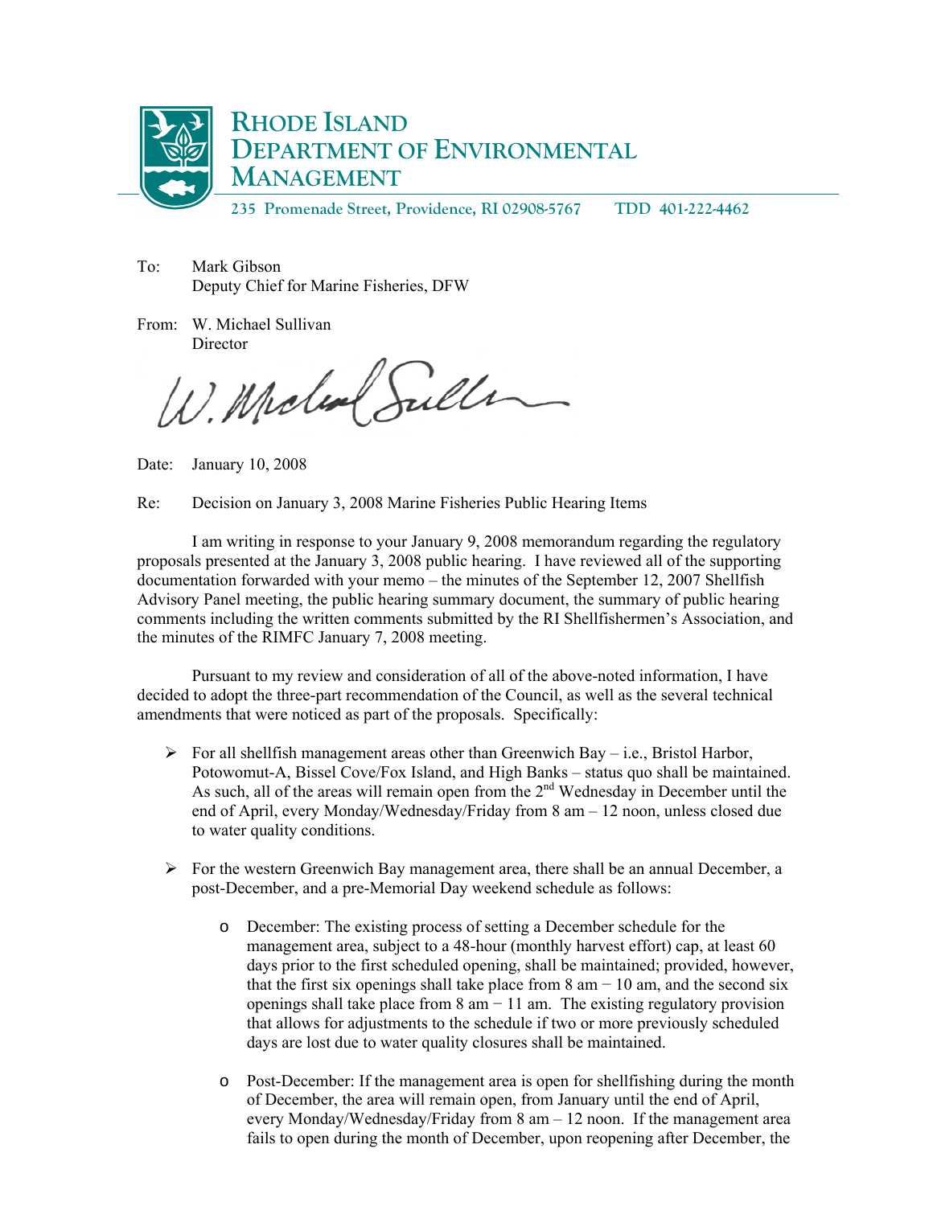# Rhode Island Department of Environmental Management

235 Promenade Street, Providence, RI 02908-5767     TDD 401-222-4462

To: Mark Gibson
Deputy Chief for Marine Fisheries, DFW

From: W. Michael Sullivan
Director

Date: January 10, 2008

Re: Decision on January 3, 2008 Marine Fisheries Public Hearing Items

I am writing in response to your January 9, 2008 memorandum regarding the regulatory proposals presented at the January 3, 2008 public hearing. I have reviewed all of the supporting documentation forwarded with your memo – the minutes of the September 12, 2007 Shellfish Advisory Panel meeting, the public hearing summary document, the summary of public hearing comments including the written comments submitted by the RI Shellfishermen's Association, and the minutes of the RIMFC January 7, 2008 meeting.

Pursuant to my review and consideration of all of the above-noted information, I have decided to adopt the three-part recommendation of the Council, as well as the several technical amendments that were noticed as part of the proposals. Specifically:

- For all shellfish management areas other than Greenwich Bay – i.e., Bristol Harbor, Potowomut-A, Bissel Cove/Fox Island, and High Banks – status quo shall be maintained. As such, all of the areas will remain open from the 2nd Wednesday in December until the end of April, every Monday/Wednesday/Friday from 8 am – 12 noon, unless closed due to water quality conditions.

- For the western Greenwich Bay management area, there shall be an annual December, a post-December, and a pre-Memorial Day weekend schedule as follows:
  - December: The existing process of setting a December schedule for the management area, subject to a 48-hour (monthly harvest effort) cap, at least 60 days prior to the first scheduled opening, shall be maintained; provided, however, that the first six openings shall take place from 8 am − 10 am, and the second six openings shall take place from 8 am − 11 am. The existing regulatory provision that allows for adjustments to the schedule if two or more previously scheduled days are lost due to water quality closures shall be maintained.
  - Post-December: If the management area is open for shellfishing during the month of December, the area will remain open, from January until the end of April, every Monday/Wednesday/Friday from 8 am – 12 noon. If the management area fails to open during the month of December, upon reopening after December, the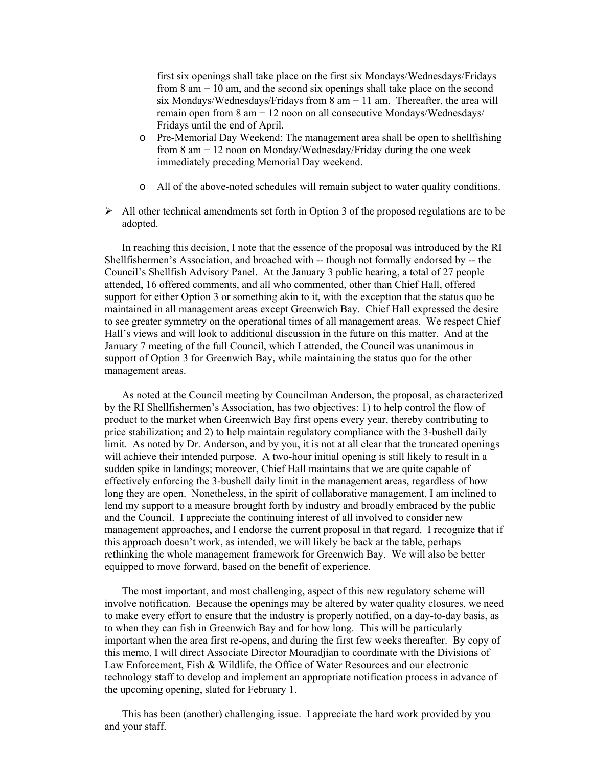first six openings shall take place on the first six Mondays/Wednesdays/Fridays from 8 am − 10 am, and the second six openings shall take place on the second six Mondays/Wednesdays/Fridays from 8 am − 11 am. Thereafter, the area will remain open from 8 am − 12 noon on all consecutive Mondays/Wednesdays/ Fridays until the end of April.

  - Pre-Memorial Day Weekend: The management area shall be open to shellfishing from 8 am − 12 noon on Monday/Wednesday/Friday during the one week immediately preceding Memorial Day weekend.
  - All of the above-noted schedules will remain subject to water quality conditions.

- All other technical amendments set forth in Option 3 of the proposed regulations are to be adopted.

In reaching this decision, I note that the essence of the proposal was introduced by the RI Shellfishermen's Association, and broached with -- though not formally endorsed by -- the Council's Shellfish Advisory Panel. At the January 3 public hearing, a total of 27 people attended, 16 offered comments, and all who commented, other than Chief Hall, offered support for either Option 3 or something akin to it, with the exception that the status quo be maintained in all management areas except Greenwich Bay. Chief Hall expressed the desire to see greater symmetry on the operational times of all management areas. We respect Chief Hall's views and will look to additional discussion in the future on this matter. And at the January 7 meeting of the full Council, which I attended, the Council was unanimous in support of Option 3 for Greenwich Bay, while maintaining the status quo for the other management areas.

As noted at the Council meeting by Councilman Anderson, the proposal, as characterized by the RI Shellfishermen's Association, has two objectives: 1) to help control the flow of product to the market when Greenwich Bay first opens every year, thereby contributing to price stabilization; and 2) to help maintain regulatory compliance with the 3-bushell daily limit. As noted by Dr. Anderson, and by you, it is not at all clear that the truncated openings will achieve their intended purpose. A two-hour initial opening is still likely to result in a sudden spike in landings; moreover, Chief Hall maintains that we are quite capable of effectively enforcing the 3-bushell daily limit in the management areas, regardless of how long they are open. Nonetheless, in the spirit of collaborative management, I am inclined to lend my support to a measure brought forth by industry and broadly embraced by the public and the Council. I appreciate the continuing interest of all involved to consider new management approaches, and I endorse the current proposal in that regard. I recognize that if this approach doesn't work, as intended, we will likely be back at the table, perhaps rethinking the whole management framework for Greenwich Bay. We will also be better equipped to move forward, based on the benefit of experience.

The most important, and most challenging, aspect of this new regulatory scheme will involve notification. Because the openings may be altered by water quality closures, we need to make every effort to ensure that the industry is properly notified, on a day-to-day basis, as to when they can fish in Greenwich Bay and for how long. This will be particularly important when the area first re-opens, and during the first few weeks thereafter. By copy of this memo, I will direct Associate Director Mouradjian to coordinate with the Divisions of Law Enforcement, Fish & Wildlife, the Office of Water Resources and our electronic technology staff to develop and implement an appropriate notification process in advance of the upcoming opening, slated for February 1.

This has been (another) challenging issue. I appreciate the hard work provided by you and your staff.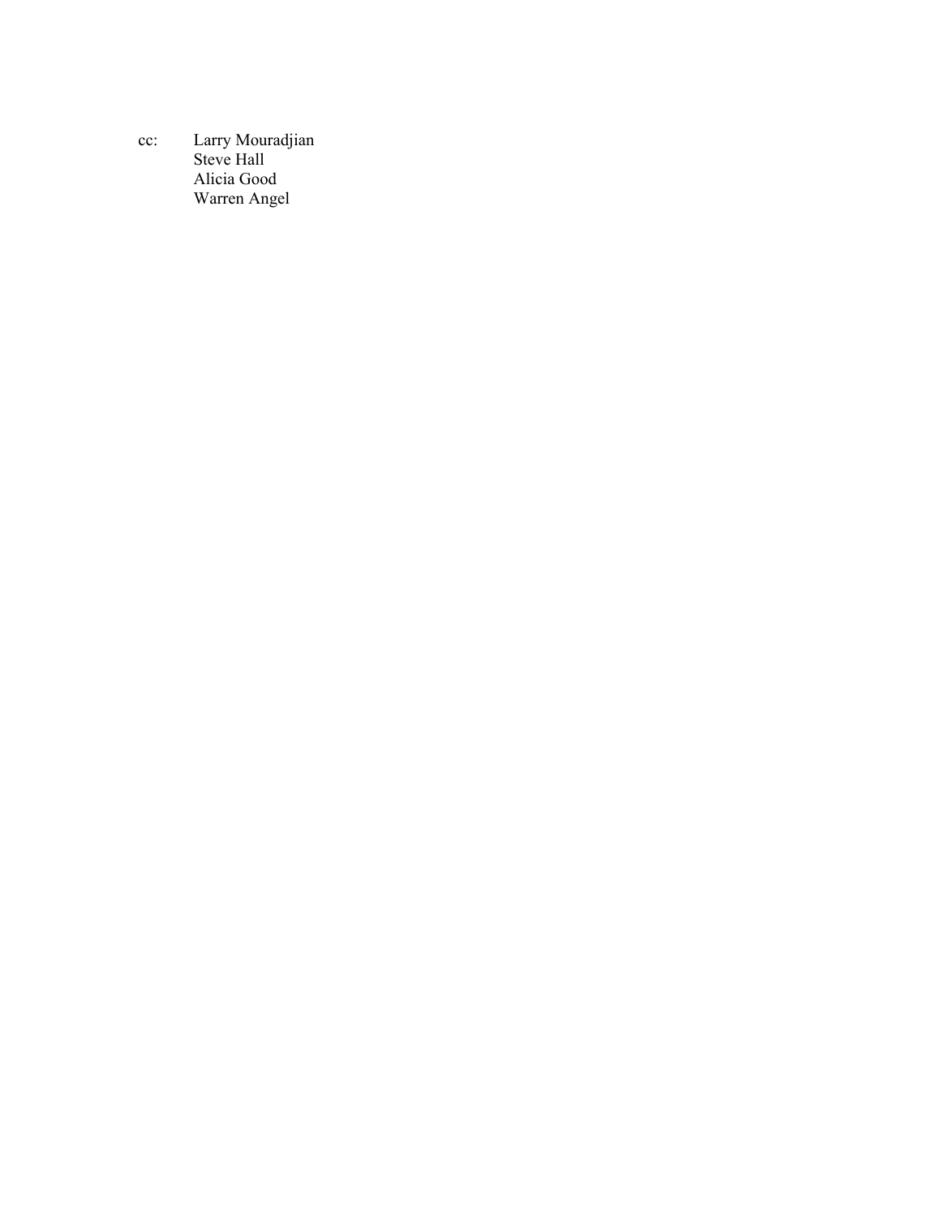cc: Larry Mouradjian
Steve Hall
Alicia Good
Warren Angel